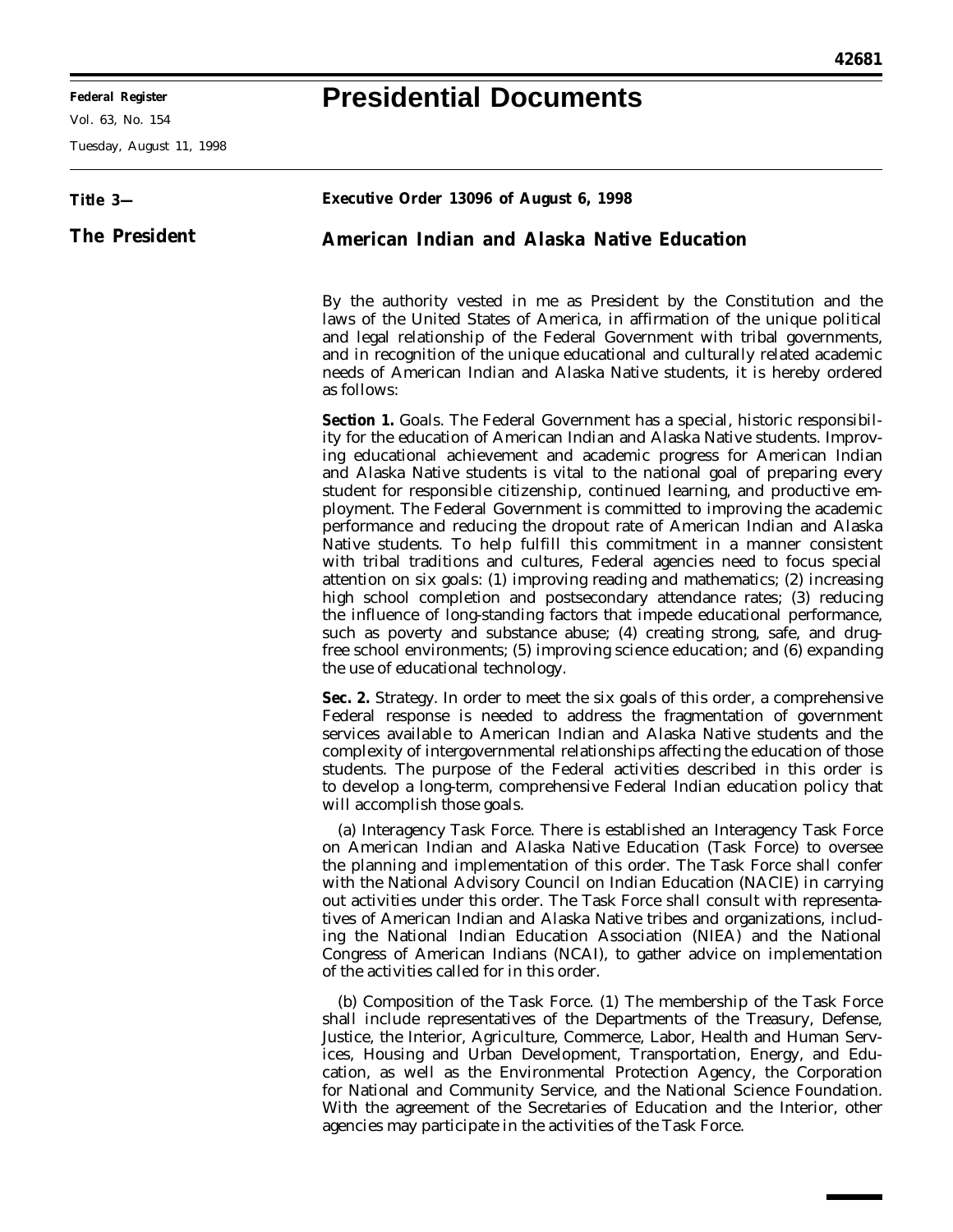# Presidential Documents

**Title 3—**

**The President**

## Executive Order 13096 of August 6, 1998

## American Indian and Alaska Native Education

By the authority vested in me as President by the Constitution and the laws of the United States of America, in affirmation of the unique political and legal relationship of the Federal Government with tribal governments, and in recognition of the unique educational and culturally related academic needs of American Indian and Alaska Native students, it is hereby ordered as follows:

**Section 1.** Goals. The Federal Government has a special, historic responsibility for the education of American Indian and Alaska Native students. Improving educational achievement and academic progress for American Indian and Alaska Native students is vital to the national goal of preparing every student for responsible citizenship, continued learning, and productive employment. The Federal Government is committed to improving the academic performance and reducing the dropout rate of American Indian and Alaska Native students. To help fulfill this commitment in a manner consistent with tribal traditions and cultures, Federal agencies need to focus special attention on six goals: (1) improving reading and mathematics; (2) increasing high school completion and postsecondary attendance rates; (3) reducing the influence of long-standing factors that impede educational performance, such as poverty and substance abuse; (4) creating strong, safe, and drug-free school environments; (5) improving science education; and (6) expanding the use of educational technology.

**Sec. 2.** Strategy. In order to meet the six goals of this order, a comprehensive Federal response is needed to address the fragmentation of government services available to American Indian and Alaska Native students and the complexity of intergovernmental relationships affecting the education of those students. The purpose of the Federal activities described in this order is to develop a long-term, comprehensive Federal Indian education policy that will accomplish those goals.

(a) Interagency Task Force. There is established an Interagency Task Force on American Indian and Alaska Native Education (Task Force) to oversee the planning and implementation of this order. The Task Force shall confer with the National Advisory Council on Indian Education (NACIE) in carrying out activities under this order. The Task Force shall consult with representatives of American Indian and Alaska Native tribes and organizations, including the National Indian Education Association (NIEA) and the National Congress of American Indians (NCAI), to gather advice on implementation of the activities called for in this order.

(b) Composition of the Task Force. (1) The membership of the Task Force shall include representatives of the Departments of the Treasury, Defense, Justice, the Interior, Agriculture, Commerce, Labor, Health and Human Services, Housing and Urban Development, Transportation, Energy, and Education, as well as the Environmental Protection Agency, the Corporation for National and Community Service, and the National Science Foundation. With the agreement of the Secretaries of Education and the Interior, other agencies may participate in the activities of the Task Force.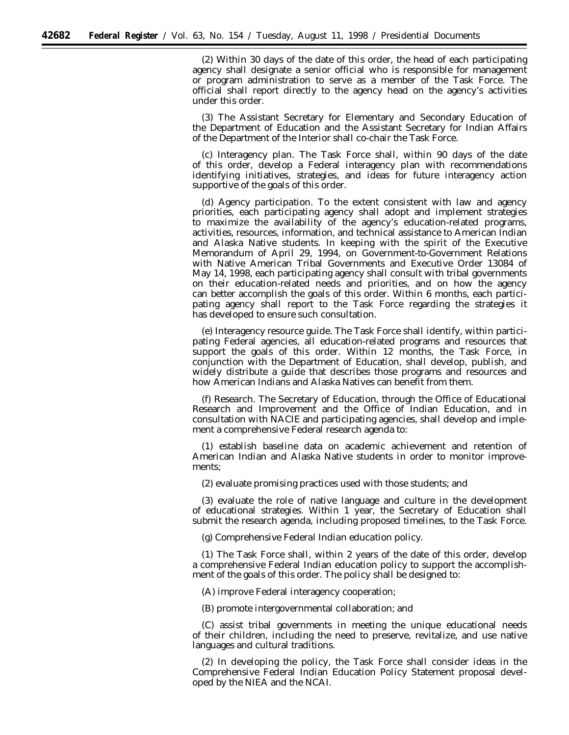(2) Within 30 days of the date of this order, the head of each participating agency shall designate a senior official who is responsible for management or program administration to serve as a member of the Task Force. The official shall report directly to the agency head on the agency's activities under this order.

(3) The Assistant Secretary for Elementary and Secondary Education of the Department of Education and the Assistant Secretary for Indian Affairs of the Department of the Interior shall co-chair the Task Force.

(c) *Interagency plan.* The Task Force shall, within 90 days of the date of this order, develop a Federal interagency plan with recommendations identifying initiatives, strategies, and ideas for future interagency action supportive of the goals of this order.

(d) *Agency participation.* To the extent consistent with law and agency priorities, each participating agency shall adopt and implement strategies to maximize the availability of the agency's education-related programs, activities, resources, information, and technical assistance to American Indian and Alaska Native students. In keeping with the spirit of the Executive Memorandum of April 29, 1994, on Government-to-Government Relations with Native American Tribal Governments and Executive Order 13084 of May 14, 1998, each participating agency shall consult with tribal governments on their education-related needs and priorities, and on how the agency can better accomplish the goals of this order. Within 6 months, each participating agency shall report to the Task Force regarding the strategies it has developed to ensure such consultation.

(e) *Interagency resource guide.* The Task Force shall identify, within participating Federal agencies, all education-related programs and resources that support the goals of this order. Within 12 months, the Task Force, in conjunction with the Department of Education, shall develop, publish, and widely distribute a guide that describes those programs and resources and how American Indians and Alaska Natives can benefit from them.

(f) *Research.* The Secretary of Education, through the Office of Educational Research and Improvement and the Office of Indian Education, and in consultation with NACIE and participating agencies, shall develop and implement a comprehensive Federal research agenda to:

(1) establish baseline data on academic achievement and retention of American Indian and Alaska Native students in order to monitor improvements;

(2) evaluate promising practices used with those students; and

(3) evaluate the role of native language and culture in the development of educational strategies. Within 1 year, the Secretary of Education shall submit the research agenda, including proposed timelines, to the Task Force.

(g) *Comprehensive Federal Indian education policy.*

(1) The Task Force shall, within 2 years of the date of this order, develop a comprehensive Federal Indian education policy to support the accomplishment of the goals of this order. The policy shall be designed to:

(A) improve Federal interagency cooperation;

(B) promote intergovernmental collaboration; and

(C) assist tribal governments in meeting the unique educational needs of their children, including the need to preserve, revitalize, and use native languages and cultural traditions.

(2) In developing the policy, the Task Force shall consider ideas in the Comprehensive Federal Indian Education Policy Statement proposal developed by the NIEA and the NCAI.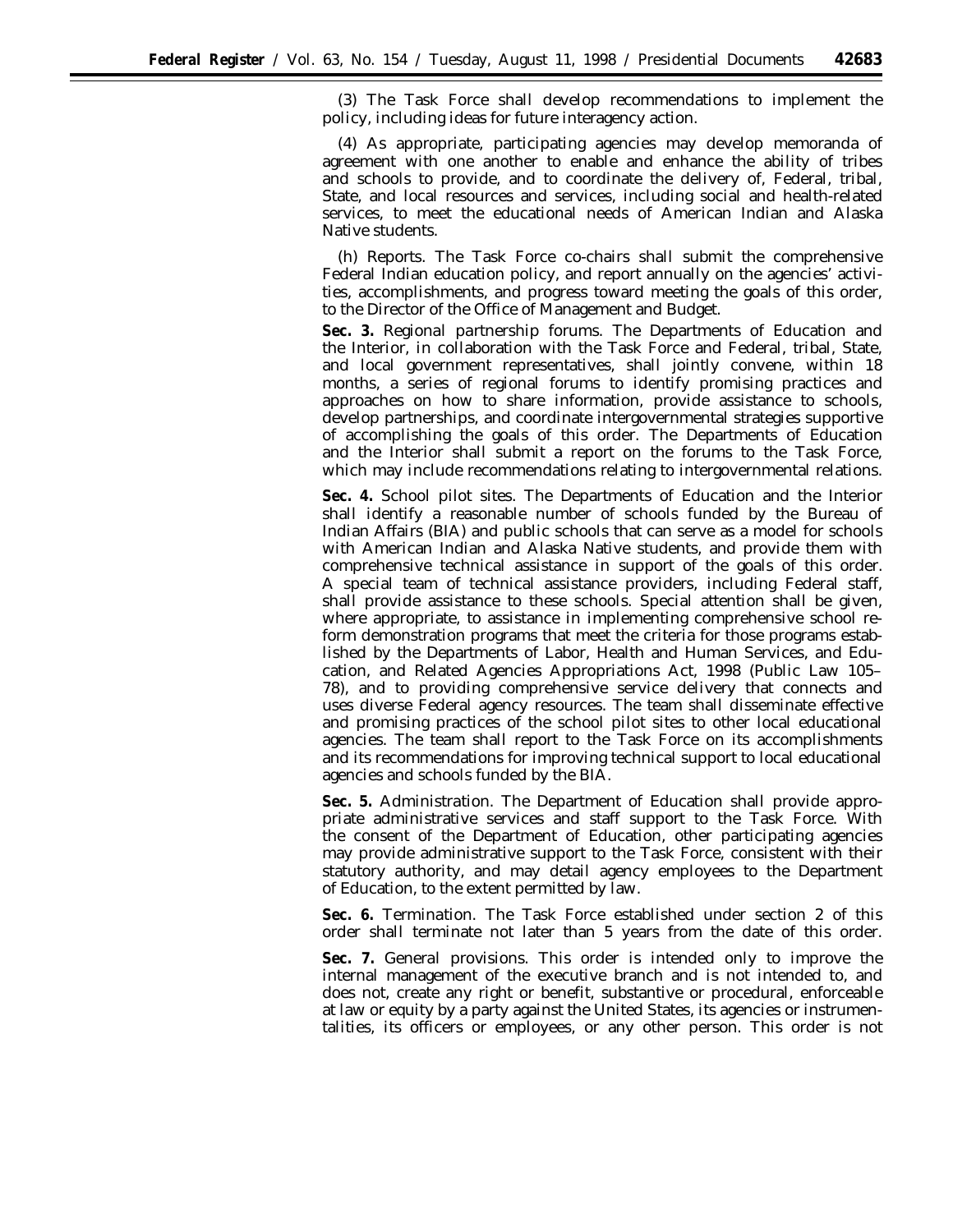(3) The Task Force shall develop recommendations to implement the policy, including ideas for future interagency action.

(4) As appropriate, participating agencies may develop memoranda of agreement with one another to enable and enhance the ability of tribes and schools to provide, and to coordinate the delivery of, Federal, tribal, State, and local resources and services, including social and health-related services, to meet the educational needs of American Indian and Alaska Native students.

(h) Reports. The Task Force co-chairs shall submit the comprehensive Federal Indian education policy, and report annually on the agencies' activities, accomplishments, and progress toward meeting the goals of this order, to the Director of the Office of Management and Budget.

**Sec. 3.** Regional partnership forums. The Departments of Education and the Interior, in collaboration with the Task Force and Federal, tribal, State, and local government representatives, shall jointly convene, within 18 months, a series of regional forums to identify promising practices and approaches on how to share information, provide assistance to schools, develop partnerships, and coordinate intergovernmental strategies supportive of accomplishing the goals of this order. The Departments of Education and the Interior shall submit a report on the forums to the Task Force, which may include recommendations relating to intergovernmental relations.

**Sec. 4.** School pilot sites. The Departments of Education and the Interior shall identify a reasonable number of schools funded by the Bureau of Indian Affairs (BIA) and public schools that can serve as a model for schools with American Indian and Alaska Native students, and provide them with comprehensive technical assistance in support of the goals of this order. A special team of technical assistance providers, including Federal staff, shall provide assistance to these schools. Special attention shall be given, where appropriate, to assistance in implementing comprehensive school reform demonstration programs that meet the criteria for those programs established by the Departments of Labor, Health and Human Services, and Education, and Related Agencies Appropriations Act, 1998 (Public Law 105–78), and to providing comprehensive service delivery that connects and uses diverse Federal agency resources. The team shall disseminate effective and promising practices of the school pilot sites to other local educational agencies. The team shall report to the Task Force on its accomplishments and its recommendations for improving technical support to local educational agencies and schools funded by the BIA.

**Sec. 5.** Administration. The Department of Education shall provide appropriate administrative services and staff support to the Task Force. With the consent of the Department of Education, other participating agencies may provide administrative support to the Task Force, consistent with their statutory authority, and may detail agency employees to the Department of Education, to the extent permitted by law.

**Sec. 6.** Termination. The Task Force established under section 2 of this order shall terminate not later than 5 years from the date of this order.

**Sec. 7.** General provisions. This order is intended only to improve the internal management of the executive branch and is not intended to, and does not, create any right or benefit, substantive or procedural, enforceable at law or equity by a party against the United States, its agencies or instrumentalities, its officers or employees, or any other person. This order is not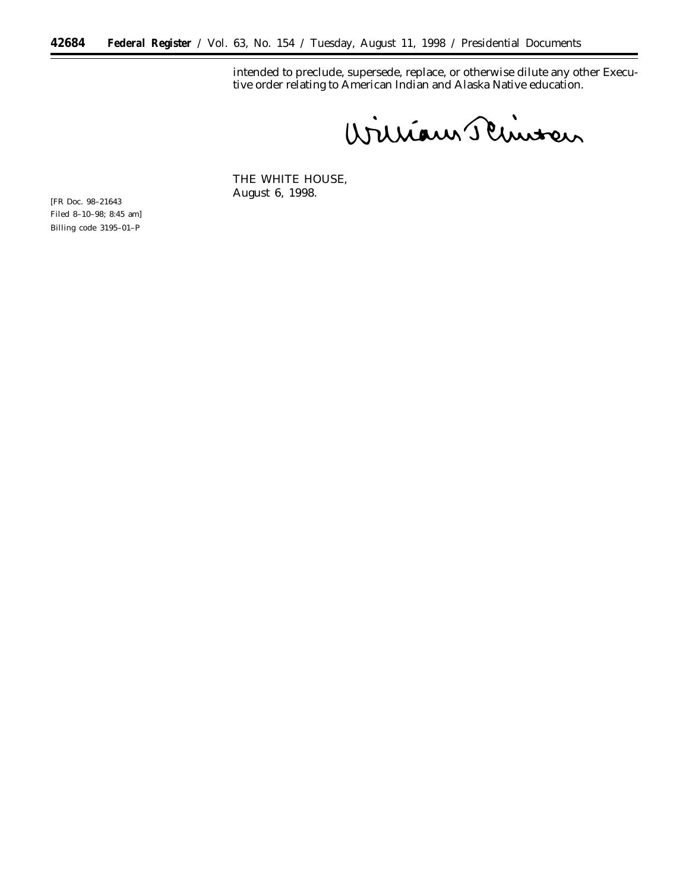intended to preclude, supersede, replace, or otherwise dilute any other Executive order relating to American Indian and Alaska Native education.

THE WHITE HOUSE,
August 6, 1998.

[FR Doc. 98–21643
Filed 8–10–98; 8:45 am]
Billing code 3195–01–P